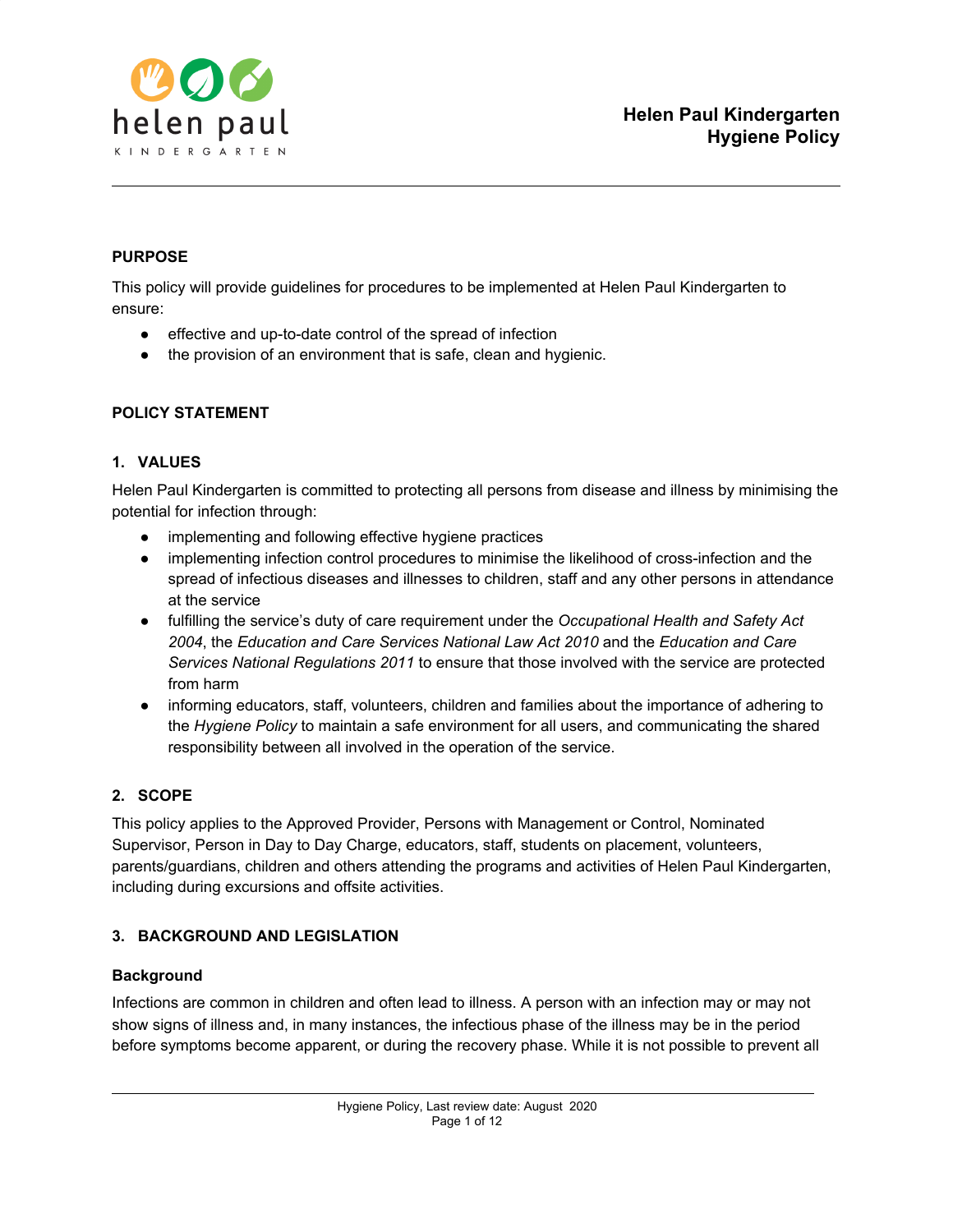# Helen Paul Kindergarten Hygiene Policy

## PURPOSE

This policy will provide guidelines for procedures to be implemented at Helen Paul Kindergarten to ensure:

- effective and up-to-date control of the spread of infection
- the provision of an environment that is safe, clean and hygienic.

## POLICY STATEMENT

### 1. VALUES

Helen Paul Kindergarten is committed to protecting all persons from disease and illness by minimising the potential for infection through:

- implementing and following effective hygiene practices
- implementing infection control procedures to minimise the likelihood of cross-infection and the spread of infectious diseases and illnesses to children, staff and any other persons in attendance at the service
- fulfilling the service's duty of care requirement under the *Occupational Health and Safety Act 2004*, the *Education and Care Services National Law Act 2010* and the *Education and Care Services National Regulations 2011* to ensure that those involved with the service are protected from harm
- informing educators, staff, volunteers, children and families about the importance of adhering to the *Hygiene Policy* to maintain a safe environment for all users, and communicating the shared responsibility between all involved in the operation of the service.

### 2. SCOPE

This policy applies to the Approved Provider, Persons with Management or Control, Nominated Supervisor, Person in Day to Day Charge, educators, staff, students on placement, volunteers, parents/guardians, children and others attending the programs and activities of Helen Paul Kindergarten, including during excursions and offsite activities.

### 3. BACKGROUND AND LEGISLATION

#### Background

Infections are common in children and often lead to illness. A person with an infection may or may not show signs of illness and, in many instances, the infectious phase of the illness may be in the period before symptoms become apparent, or during the recovery phase. While it is not possible to prevent all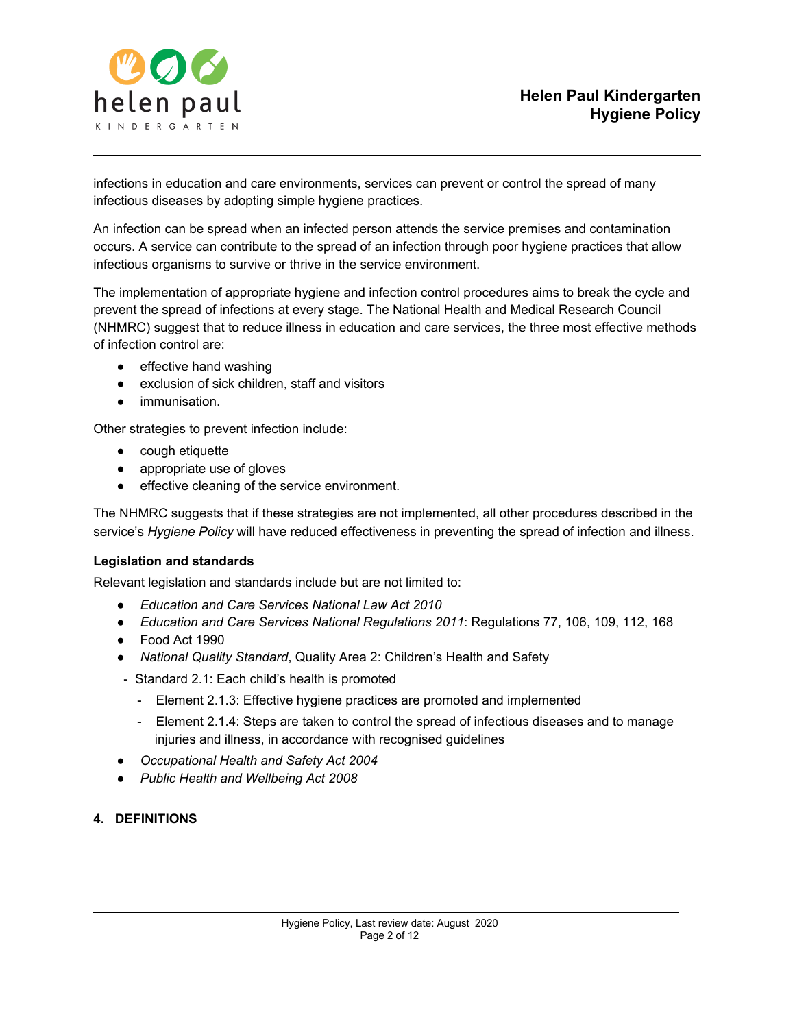infections in education and care environments, services can prevent or control the spread of many infectious diseases by adopting simple hygiene practices.

An infection can be spread when an infected person attends the service premises and contamination occurs. A service can contribute to the spread of an infection through poor hygiene practices that allow infectious organisms to survive or thrive in the service environment.

The implementation of appropriate hygiene and infection control procedures aims to break the cycle and prevent the spread of infections at every stage. The National Health and Medical Research Council (NHMRC) suggest that to reduce illness in education and care services, the three most effective methods of infection control are:

- effective hand washing
- exclusion of sick children, staff and visitors
- immunisation.

Other strategies to prevent infection include:

- cough etiquette
- appropriate use of gloves
- effective cleaning of the service environment.

The NHMRC suggests that if these strategies are not implemented, all other procedures described in the service's *Hygiene Policy* will have reduced effectiveness in preventing the spread of infection and illness.

**Legislation and standards**

Relevant legislation and standards include but are not limited to:

- *Education and Care Services National Law Act 2010*
- *Education and Care Services National Regulations 2011*: Regulations 77, 106, 109, 112, 168
- Food Act 1990
- *National Quality Standard*, Quality Area 2: Children's Health and Safety
  - Standard 2.1: Each child's health is promoted
    - Element 2.1.3: Effective hygiene practices are promoted and implemented
    - Element 2.1.4: Steps are taken to control the spread of infectious diseases and to manage injuries and illness, in accordance with recognised guidelines
- *Occupational Health and Safety Act 2004*
- *Public Health and Wellbeing Act 2008*

## 4. DEFINITIONS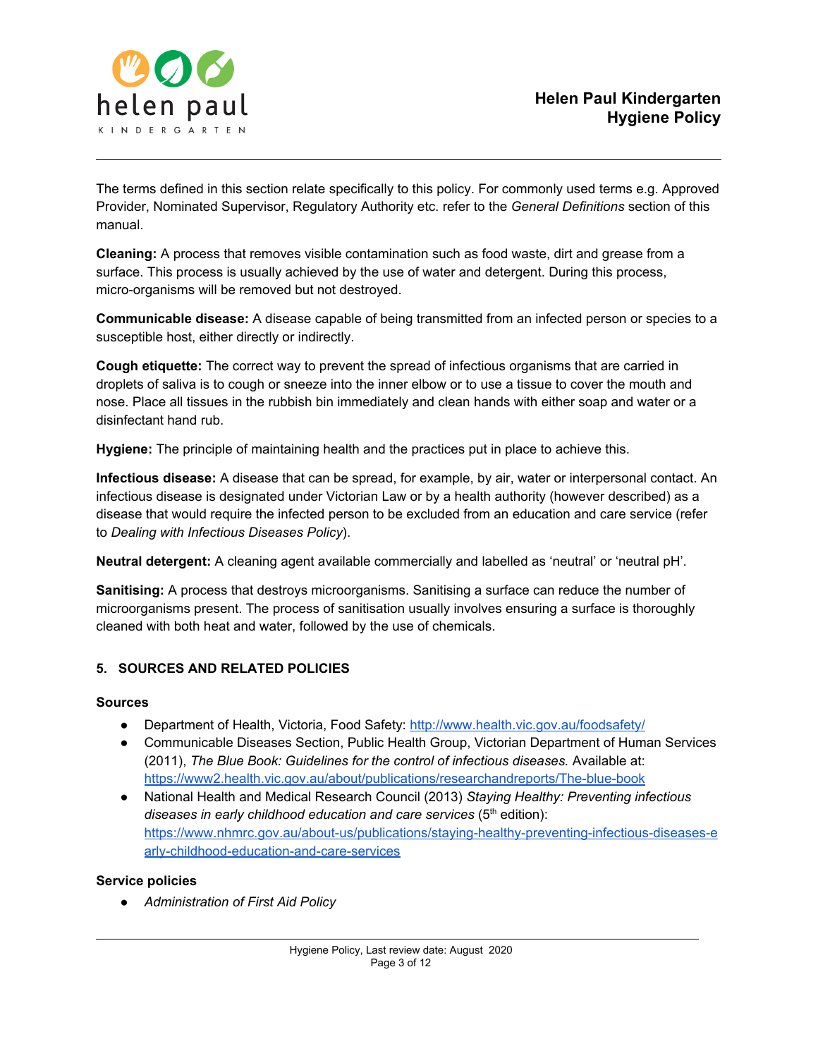The terms defined in this section relate specifically to this policy. For commonly used terms e.g. Approved Provider, Nominated Supervisor, Regulatory Authority etc. refer to the *General Definitions* section of this manual.

**Cleaning:** A process that removes visible contamination such as food waste, dirt and grease from a surface. This process is usually achieved by the use of water and detergent. During this process, micro-organisms will be removed but not destroyed.

**Communicable disease:** A disease capable of being transmitted from an infected person or species to a susceptible host, either directly or indirectly.

**Cough etiquette:** The correct way to prevent the spread of infectious organisms that are carried in droplets of saliva is to cough or sneeze into the inner elbow or to use a tissue to cover the mouth and nose. Place all tissues in the rubbish bin immediately and clean hands with either soap and water or a disinfectant hand rub.

**Hygiene:** The principle of maintaining health and the practices put in place to achieve this.

**Infectious disease:** A disease that can be spread, for example, by air, water or interpersonal contact. An infectious disease is designated under Victorian Law or by a health authority (however described) as a disease that would require the infected person to be excluded from an education and care service (refer to *Dealing with Infectious Diseases Policy*).

**Neutral detergent:** A cleaning agent available commercially and labelled as 'neutral' or 'neutral pH'.

**Sanitising:** A process that destroys microorganisms. Sanitising a surface can reduce the number of microorganisms present. The process of sanitisation usually involves ensuring a surface is thoroughly cleaned with both heat and water, followed by the use of chemicals.

## 5. SOURCES AND RELATED POLICIES

### Sources

- Department of Health, Victoria, Food Safety: http://www.health.vic.gov.au/foodsafety/
- Communicable Diseases Section, Public Health Group, Victorian Department of Human Services (2011), *The Blue Book: Guidelines for the control of infectious diseases.* Available at: https://www2.health.vic.gov.au/about/publications/researchandreports/The-blue-book
- National Health and Medical Research Council (2013) *Staying Healthy: Preventing infectious diseases in early childhood education and care services* (5th edition): https://www.nhmrc.gov.au/about-us/publications/staying-healthy-preventing-infectious-diseases-early-childhood-education-and-care-services

### Service policies

- *Administration of First Aid Policy*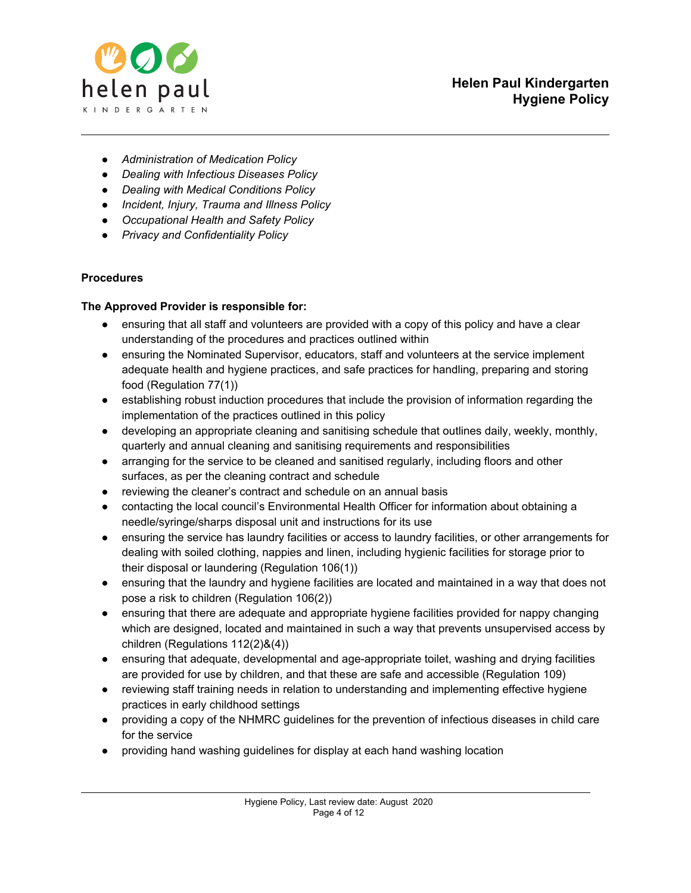- *Administration of Medication Policy*
- *Dealing with Infectious Diseases Policy*
- *Dealing with Medical Conditions Policy*
- *Incident, Injury, Trauma and Illness Policy*
- *Occupational Health and Safety Policy*
- *Privacy and Confidentiality Policy*

**Procedures**

**The Approved Provider is responsible for:**

- ensuring that all staff and volunteers are provided with a copy of this policy and have a clear understanding of the procedures and practices outlined within
- ensuring the Nominated Supervisor, educators, staff and volunteers at the service implement adequate health and hygiene practices, and safe practices for handling, preparing and storing food (Regulation 77(1))
- establishing robust induction procedures that include the provision of information regarding the implementation of the practices outlined in this policy
- developing an appropriate cleaning and sanitising schedule that outlines daily, weekly, monthly, quarterly and annual cleaning and sanitising requirements and responsibilities
- arranging for the service to be cleaned and sanitised regularly, including floors and other surfaces, as per the cleaning contract and schedule
- reviewing the cleaner's contract and schedule on an annual basis
- contacting the local council's Environmental Health Officer for information about obtaining a needle/syringe/sharps disposal unit and instructions for its use
- ensuring the service has laundry facilities or access to laundry facilities, or other arrangements for dealing with soiled clothing, nappies and linen, including hygienic facilities for storage prior to their disposal or laundering (Regulation 106(1))
- ensuring that the laundry and hygiene facilities are located and maintained in a way that does not pose a risk to children (Regulation 106(2))
- ensuring that there are adequate and appropriate hygiene facilities provided for nappy changing which are designed, located and maintained in such a way that prevents unsupervised access by children (Regulations 112(2)&(4))
- ensuring that adequate, developmental and age-appropriate toilet, washing and drying facilities are provided for use by children, and that these are safe and accessible (Regulation 109)
- reviewing staff training needs in relation to understanding and implementing effective hygiene practices in early childhood settings
- providing a copy of the NHMRC guidelines for the prevention of infectious diseases in child care for the service
- providing hand washing guidelines for display at each hand washing location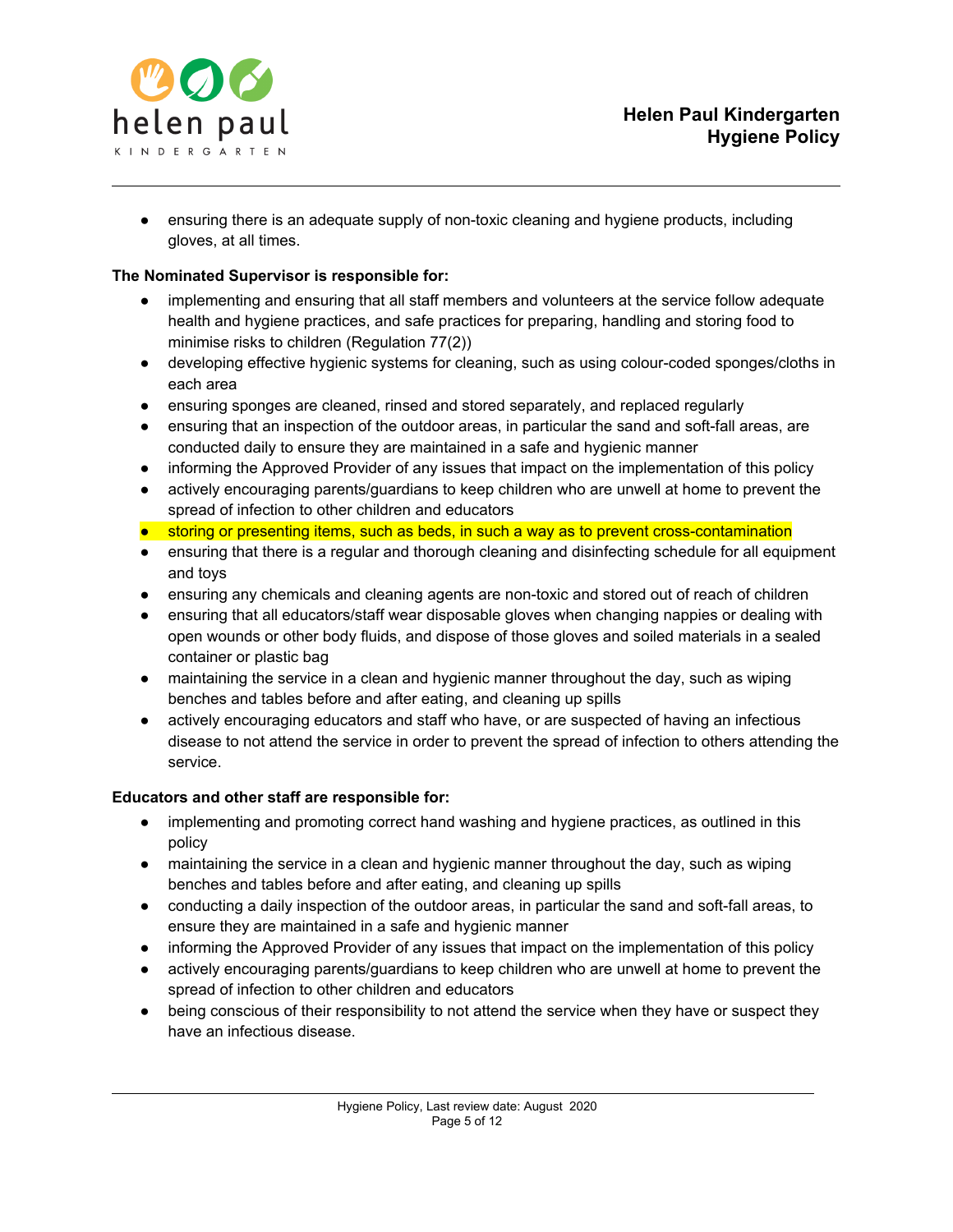- ensuring there is an adequate supply of non-toxic cleaning and hygiene products, including gloves, at all times.

**The Nominated Supervisor is responsible for:**

- implementing and ensuring that all staff members and volunteers at the service follow adequate health and hygiene practices, and safe practices for preparing, handling and storing food to minimise risks to children (Regulation 77(2))
- developing effective hygienic systems for cleaning, such as using colour-coded sponges/cloths in each area
- ensuring sponges are cleaned, rinsed and stored separately, and replaced regularly
- ensuring that an inspection of the outdoor areas, in particular the sand and soft-fall areas, are conducted daily to ensure they are maintained in a safe and hygienic manner
- informing the Approved Provider of any issues that impact on the implementation of this policy
- actively encouraging parents/guardians to keep children who are unwell at home to prevent the spread of infection to other children and educators
- storing or presenting items, such as beds, in such a way as to prevent cross-contamination
- ensuring that there is a regular and thorough cleaning and disinfecting schedule for all equipment and toys
- ensuring any chemicals and cleaning agents are non-toxic and stored out of reach of children
- ensuring that all educators/staff wear disposable gloves when changing nappies or dealing with open wounds or other body fluids, and dispose of those gloves and soiled materials in a sealed container or plastic bag
- maintaining the service in a clean and hygienic manner throughout the day, such as wiping benches and tables before and after eating, and cleaning up spills
- actively encouraging educators and staff who have, or are suspected of having an infectious disease to not attend the service in order to prevent the spread of infection to others attending the service.

**Educators and other staff are responsible for:**

- implementing and promoting correct hand washing and hygiene practices, as outlined in this policy
- maintaining the service in a clean and hygienic manner throughout the day, such as wiping benches and tables before and after eating, and cleaning up spills
- conducting a daily inspection of the outdoor areas, in particular the sand and soft-fall areas, to ensure they are maintained in a safe and hygienic manner
- informing the Approved Provider of any issues that impact on the implementation of this policy
- actively encouraging parents/guardians to keep children who are unwell at home to prevent the spread of infection to other children and educators
- being conscious of their responsibility to not attend the service when they have or suspect they have an infectious disease.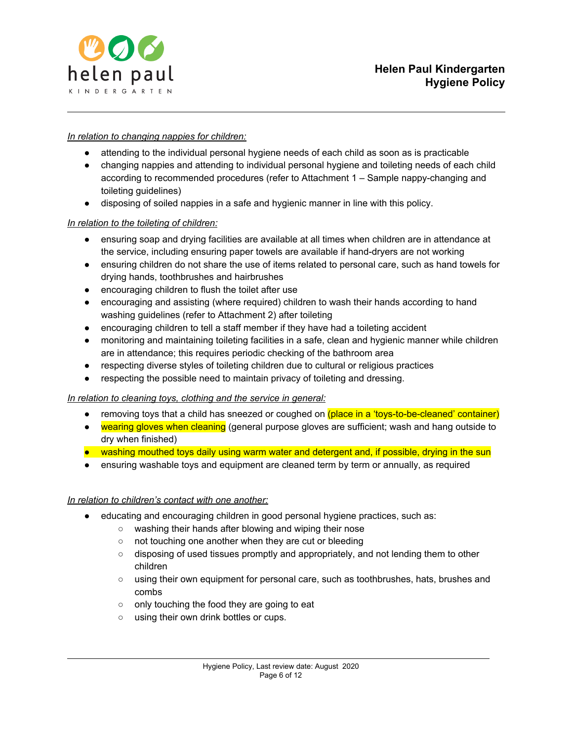*In relation to changing nappies for children:*

- attending to the individual personal hygiene needs of each child as soon as is practicable
- changing nappies and attending to individual personal hygiene and toileting needs of each child according to recommended procedures (refer to Attachment 1 – Sample nappy-changing and toileting guidelines)
- disposing of soiled nappies in a safe and hygienic manner in line with this policy.

*In relation to the toileting of children:*

- ensuring soap and drying facilities are available at all times when children are in attendance at the service, including ensuring paper towels are available if hand-dryers are not working
- ensuring children do not share the use of items related to personal care, such as hand towels for drying hands, toothbrushes and hairbrushes
- encouraging children to flush the toilet after use
- encouraging and assisting (where required) children to wash their hands according to hand washing guidelines (refer to Attachment 2) after toileting
- encouraging children to tell a staff member if they have had a toileting accident
- monitoring and maintaining toileting facilities in a safe, clean and hygienic manner while children are in attendance; this requires periodic checking of the bathroom area
- respecting diverse styles of toileting children due to cultural or religious practices
- respecting the possible need to maintain privacy of toileting and dressing.

*In relation to cleaning toys, clothing and the service in general:*

- removing toys that a child has sneezed or coughed on (place in a 'toys-to-be-cleaned' container)
- wearing gloves when cleaning (general purpose gloves are sufficient; wash and hang outside to dry when finished)
- washing mouthed toys daily using warm water and detergent and, if possible, drying in the sun
- ensuring washable toys and equipment are cleaned term by term or annually, as required

*In relation to children's contact with one another:*

- educating and encouraging children in good personal hygiene practices, such as:
  - washing their hands after blowing and wiping their nose
  - not touching one another when they are cut or bleeding
  - disposing of used tissues promptly and appropriately, and not lending them to other children
  - using their own equipment for personal care, such as toothbrushes, hats, brushes and combs
  - only touching the food they are going to eat
  - using their own drink bottles or cups.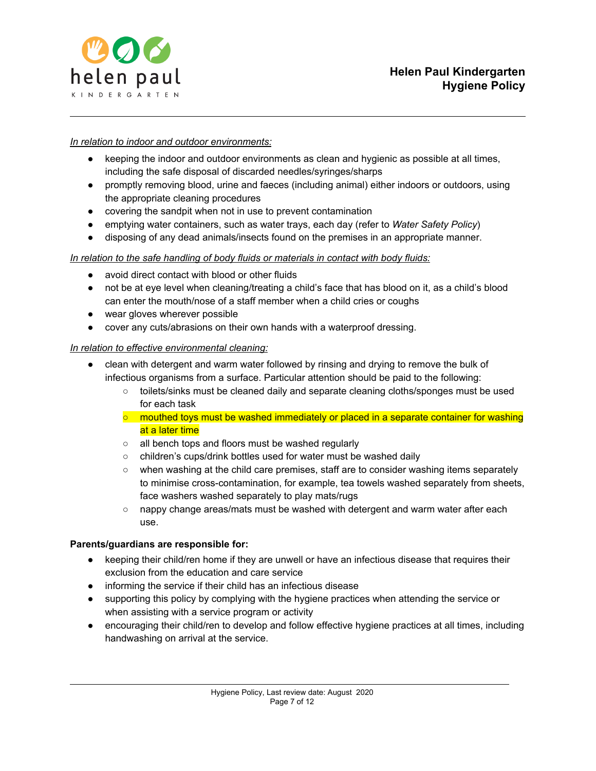*In relation to indoor and outdoor environments:*

- keeping the indoor and outdoor environments as clean and hygienic as possible at all times, including the safe disposal of discarded needles/syringes/sharps
- promptly removing blood, urine and faeces (including animal) either indoors or outdoors, using the appropriate cleaning procedures
- covering the sandpit when not in use to prevent contamination
- emptying water containers, such as water trays, each day (refer to *Water Safety Policy*)
- disposing of any dead animals/insects found on the premises in an appropriate manner.

*In relation to the safe handling of body fluids or materials in contact with body fluids:*

- avoid direct contact with blood or other fluids
- not be at eye level when cleaning/treating a child's face that has blood on it, as a child's blood can enter the mouth/nose of a staff member when a child cries or coughs
- wear gloves wherever possible
- cover any cuts/abrasions on their own hands with a waterproof dressing.

*In relation to effective environmental cleaning:*

- clean with detergent and warm water followed by rinsing and drying to remove the bulk of infectious organisms from a surface. Particular attention should be paid to the following:
  - toilets/sinks must be cleaned daily and separate cleaning cloths/sponges must be used for each task
  - mouthed toys must be washed immediately or placed in a separate container for washing at a later time
  - all bench tops and floors must be washed regularly
  - children's cups/drink bottles used for water must be washed daily
  - when washing at the child care premises, staff are to consider washing items separately to minimise cross-contamination, for example, tea towels washed separately from sheets, face washers washed separately to play mats/rugs
  - nappy change areas/mats must be washed with detergent and warm water after each use.

**Parents/guardians are responsible for:**

- keeping their child/ren home if they are unwell or have an infectious disease that requires their exclusion from the education and care service
- informing the service if their child has an infectious disease
- supporting this policy by complying with the hygiene practices when attending the service or when assisting with a service program or activity
- encouraging their child/ren to develop and follow effective hygiene practices at all times, including handwashing on arrival at the service.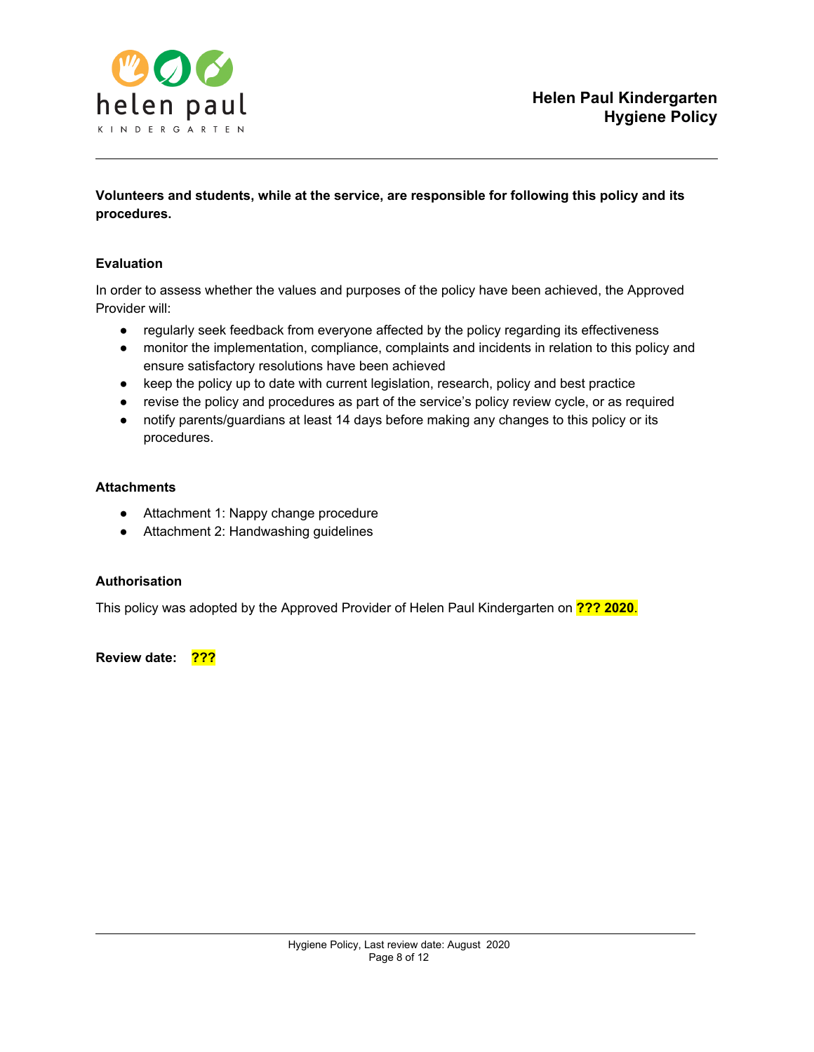**Volunteers and students, while at the service, are responsible for following this policy and its procedures.**

### Evaluation

In order to assess whether the values and purposes of the policy have been achieved, the Approved Provider will:

- regularly seek feedback from everyone affected by the policy regarding its effectiveness
- monitor the implementation, compliance, complaints and incidents in relation to this policy and ensure satisfactory resolutions have been achieved
- keep the policy up to date with current legislation, research, policy and best practice
- revise the policy and procedures as part of the service's policy review cycle, or as required
- notify parents/guardians at least 14 days before making any changes to this policy or its procedures.

### Attachments

- Attachment 1: Nappy change procedure
- Attachment 2: Handwashing guidelines

### Authorisation

This policy was adopted by the Approved Provider of Helen Paul Kindergarten on **??? 2020**.

**Review date:** **???**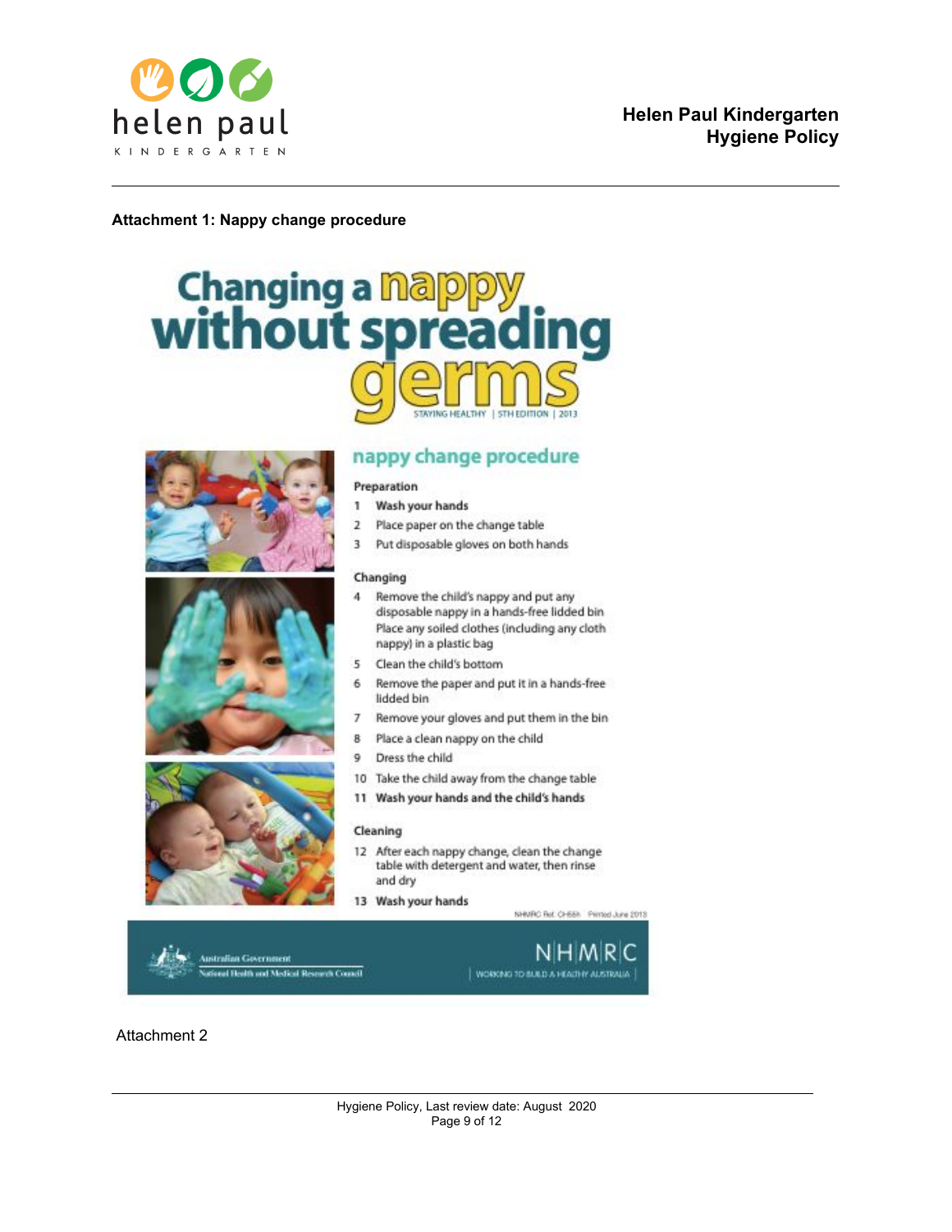**Attachment 1: Nappy change procedure**

# Changing a nappy without spreading germs

STAYING HEALTHY | 5TH EDITION | 2013

## nappy change procedure

**Preparation**

1. **Wash your hands**
2. Place paper on the change table
3. Put disposable gloves on both hands

**Changing**

4. Remove the child's nappy and put any disposable nappy in a hands-free lidded bin
   Place any soiled clothes (including any cloth nappy) in a plastic bag
5. Clean the child's bottom
6. Remove the paper and put it in a hands-free lidded bin
7. Remove your gloves and put them in the bin
8. Place a clean nappy on the child
9. Dress the child
10. Take the child away from the change table
11. **Wash your hands and the child's hands**

**Cleaning**

12. After each nappy change, clean the change table with detergent and water, then rinse and dry
13. **Wash your hands**

NHMRC Ref. CH55h Printed June 2013

Australian Government
National Health and Medical Research Council

NHMRC
WORKING TO BUILD A HEALTHY AUSTRALIA

Attachment 2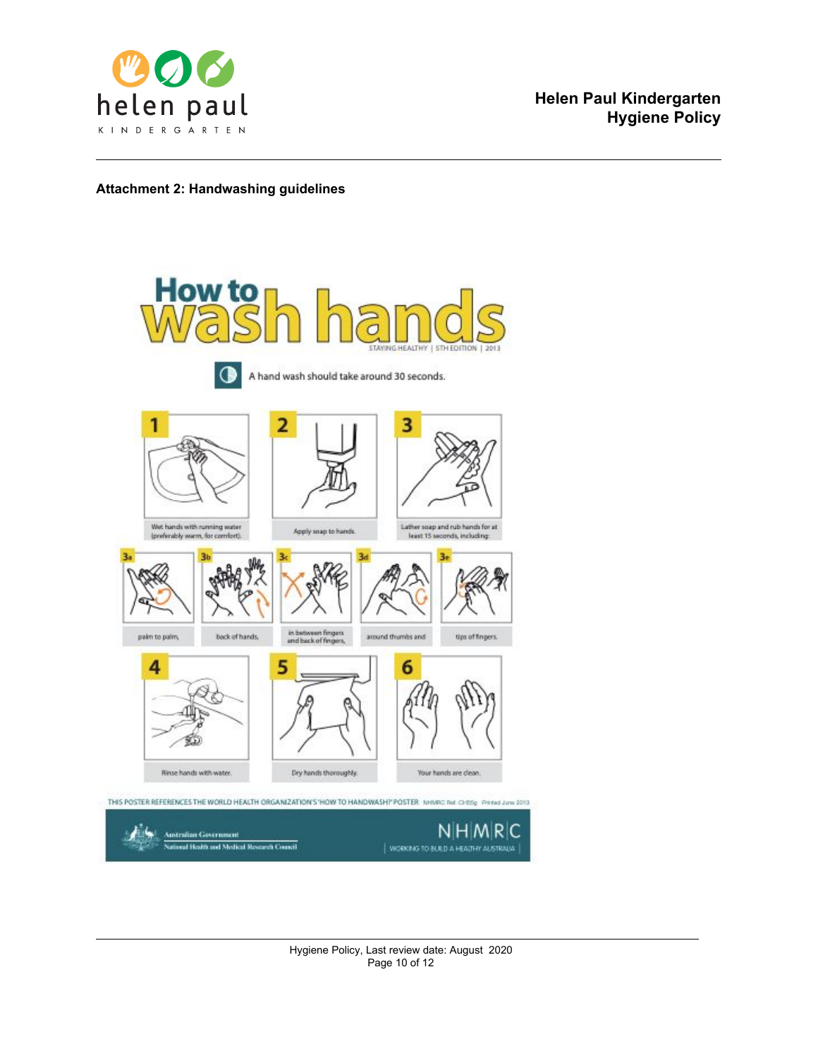## Attachment 2: Handwashing guidelines

# How to wash hands

STAYING HEALTHY | 5TH EDITION | 2013

A hand wash should take around 30 seconds.

1. Wet hands with running water (preferably warm, for comfort).
2. Apply soap to hands.
3. Lather soap and rub hands for at least 15 seconds, including:
   - 3a palm to palm,
   - 3b back of hands,
   - 3c in between fingers and back of fingers,
   - 3d around thumbs and
   - 3e tips of fingers.
4. Rinse hands with water.
5. Dry hands thoroughly.
6. Your hands are clean.

THIS POSTER REFERENCES THE WORLD HEALTH ORGANIZATION'S 'HOW TO HANDWASH?' POSTER NHMRC Ref. CH55g Printed June 2013

Australian Government National Health and Medical Research Council

NHMRC WORKING TO BUILD A HEALTHY AUSTRALIA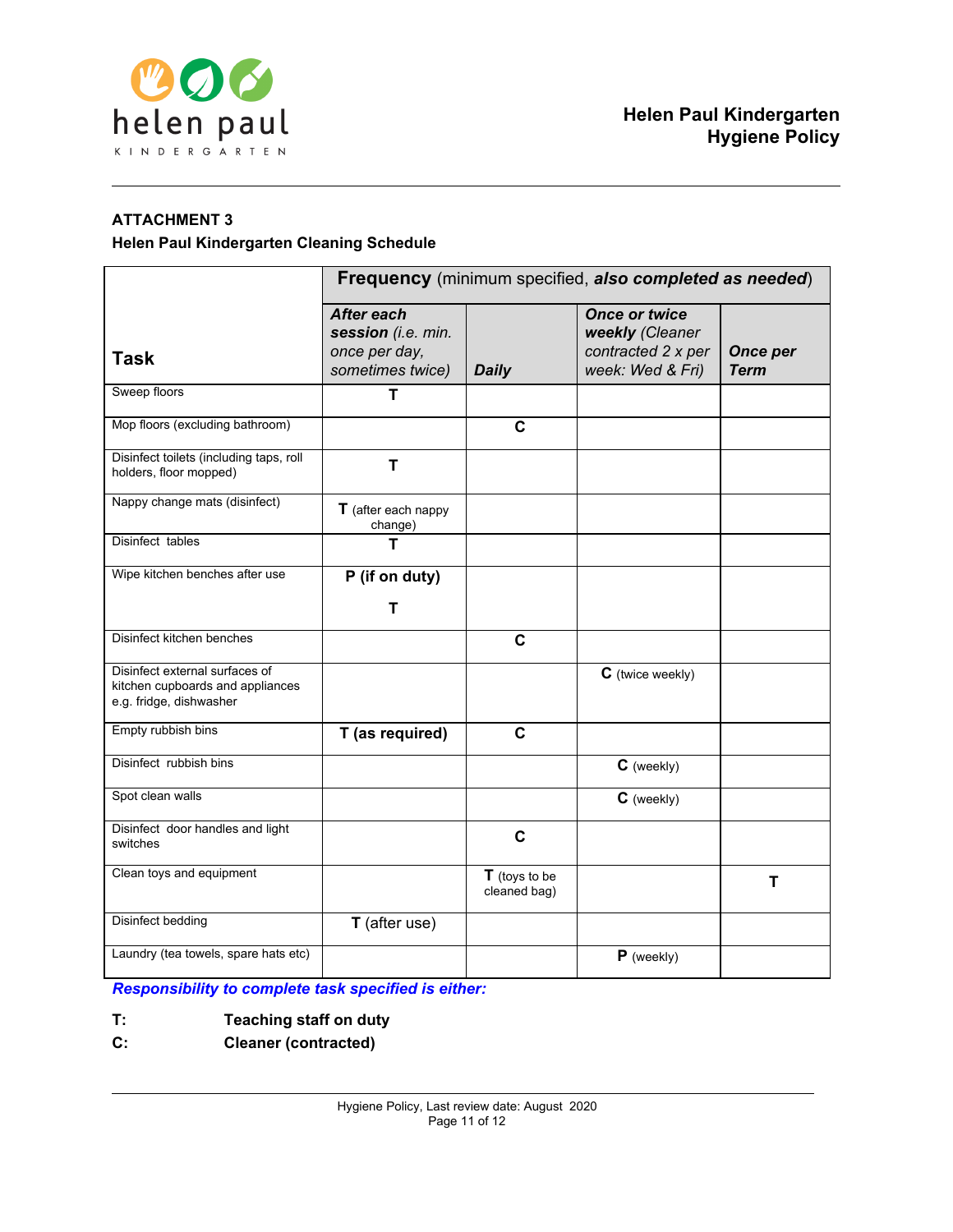**ATTACHMENT 3**

**Helen Paul Kindergarten Cleaning Schedule**

| Task | **Frequency** (minimum specified, ***also completed as needed***) | | | |
|---|---|---|---|---|
| | ***After each session*** *(i.e. min. once per day, sometimes twice)* | ***Daily*** | ***Once or twice weekly*** *(Cleaner contracted 2 x per week: Wed & Fri)* | ***Once per Term*** |
| Sweep floors | **T** | | | |
| Mop floors (excluding bathroom) | | **C** | | |
| Disinfect toilets (including taps, roll holders, floor mopped) | **T** | | | |
| Nappy change mats (disinfect) | **T** (after each nappy change) | | | |
| Disinfect tables | **T** | | | |
| Wipe kitchen benches after use | **P (if on duty)** **T** | | | |
| Disinfect kitchen benches | | **C** | | |
| Disinfect external surfaces of kitchen cupboards and appliances e.g. fridge, dishwasher | | | **C** (twice weekly) | |
| Empty rubbish bins | **T (as required)** | **C** | | |
| Disinfect rubbish bins | | | **C** (weekly) | |
| Spot clean walls | | | **C** (weekly) | |
| Disinfect door handles and light switches | | **C** | | |
| Clean toys and equipment | | **T** (toys to be cleaned bag) | | **T** |
| Disinfect bedding | **T** (after use) | | | |
| Laundry (tea towels, spare hats etc) | | | **P** (weekly) | |

***Responsibility to complete task specified is either:***

**T:** **Teaching staff on duty**

**C:** **Cleaner (contracted)**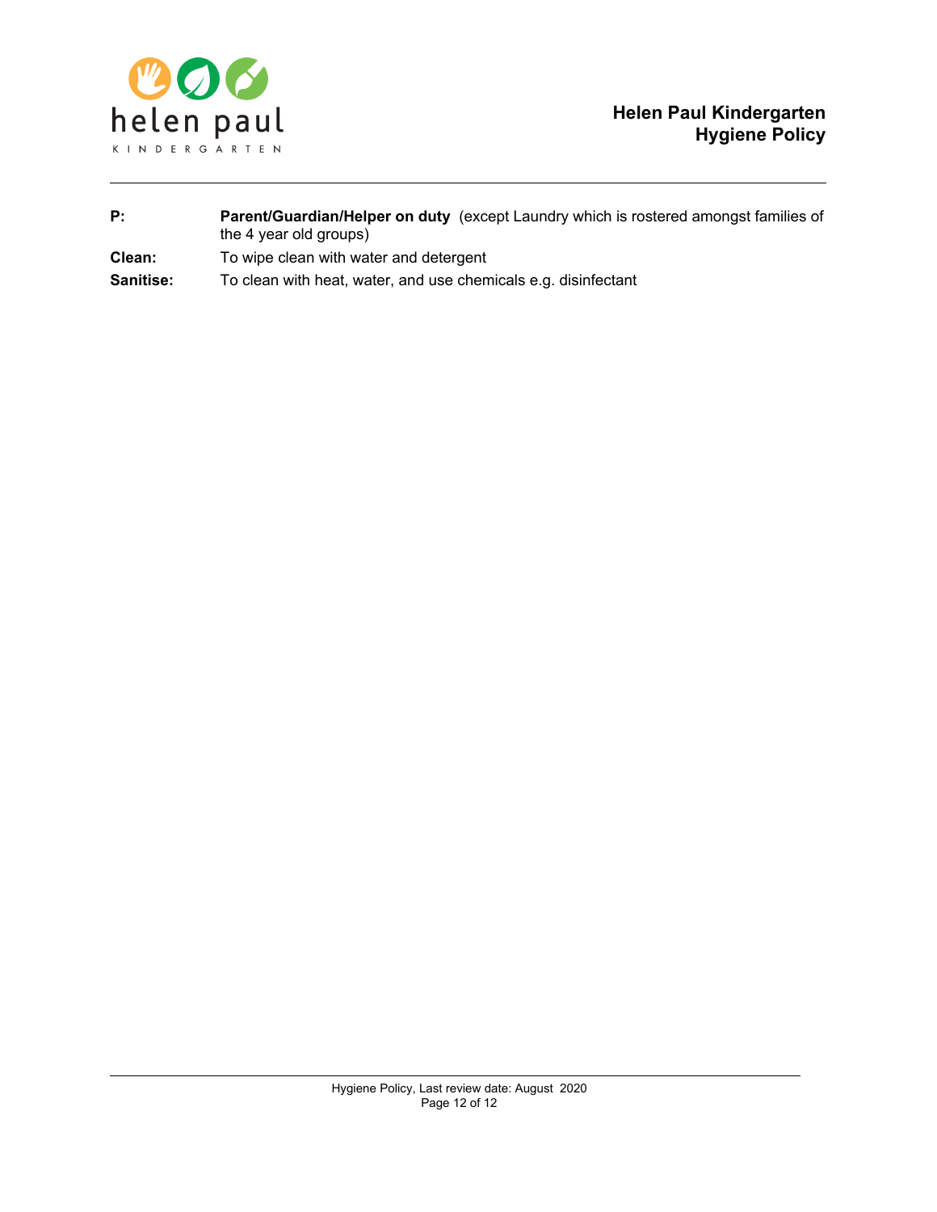| | |
|---|---|
| **P:** | **Parent/Guardian/Helper on duty** (except Laundry which is rostered amongst families of the 4 year old groups) |
| **Clean:** | To wipe clean with water and detergent |
| **Sanitise:** | To clean with heat, water, and use chemicals e.g. disinfectant |